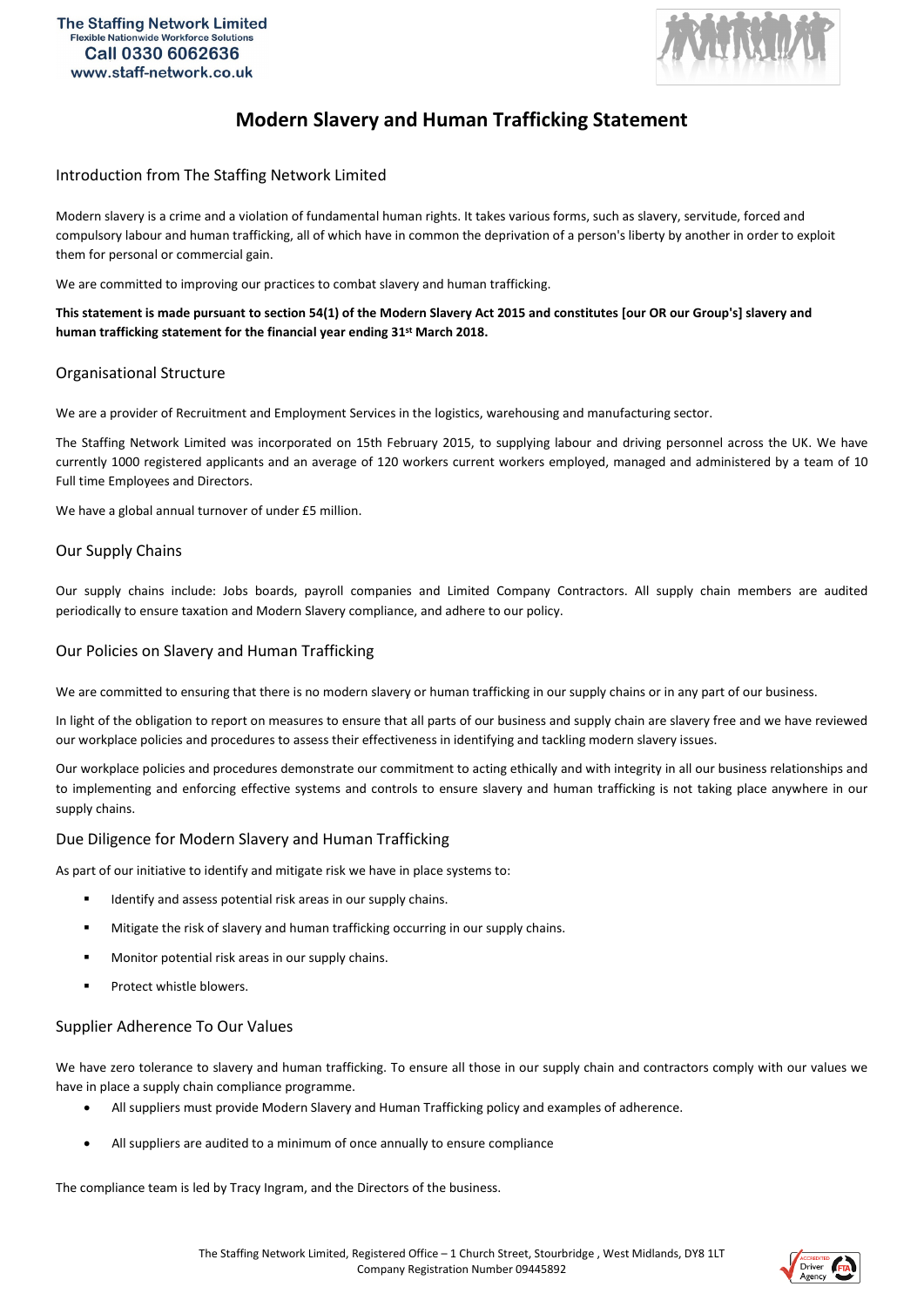The Staffing Network Limited
Flexible Nationwide Workforce Solutions
Call 0330 6062636
www.staff-network.co.uk

# Modern Slavery and Human Trafficking Statement

## Introduction from The Staffing Network Limited

Modern slavery is a crime and a violation of fundamental human rights. It takes various forms, such as slavery, servitude, forced and compulsory labour and human trafficking, all of which have in common the deprivation of a person's liberty by another in order to exploit them for personal or commercial gain.

We are committed to improving our practices to combat slavery and human trafficking.

**This statement is made pursuant to section 54(1) of the Modern Slavery Act 2015 and constitutes [our OR our Group's] slavery and human trafficking statement for the financial year ending 31st March 2018.**

## Organisational Structure

We are a provider of Recruitment and Employment Services in the logistics, warehousing and manufacturing sector.

The Staffing Network Limited was incorporated on 15th February 2015, to supplying labour and driving personnel across the UK. We have currently 1000 registered applicants and an average of 120 workers current workers employed, managed and administered by a team of 10 Full time Employees and Directors.

We have a global annual turnover of under £5 million.

## Our Supply Chains

Our supply chains include: Jobs boards, payroll companies and Limited Company Contractors. All supply chain members are audited periodically to ensure taxation and Modern Slavery compliance, and adhere to our policy.

## Our Policies on Slavery and Human Trafficking

We are committed to ensuring that there is no modern slavery or human trafficking in our supply chains or in any part of our business.

In light of the obligation to report on measures to ensure that all parts of our business and supply chain are slavery free and we have reviewed our workplace policies and procedures to assess their effectiveness in identifying and tackling modern slavery issues.

Our workplace policies and procedures demonstrate our commitment to acting ethically and with integrity in all our business relationships and to implementing and enforcing effective systems and controls to ensure slavery and human trafficking is not taking place anywhere in our supply chains.

## Due Diligence for Modern Slavery and Human Trafficking

As part of our initiative to identify and mitigate risk we have in place systems to:

- Identify and assess potential risk areas in our supply chains.
- Mitigate the risk of slavery and human trafficking occurring in our supply chains.
- Monitor potential risk areas in our supply chains.
- Protect whistle blowers.

## Supplier Adherence To Our Values

We have zero tolerance to slavery and human trafficking. To ensure all those in our supply chain and contractors comply with our values we have in place a supply chain compliance programme.

- All suppliers must provide Modern Slavery and Human Trafficking policy and examples of adherence.
- All suppliers are audited to a minimum of once annually to ensure compliance

The compliance team is led by Tracy Ingram, and the Directors of the business.

The Staffing Network Limited, Registered Office – 1 Church Street, Stourbridge , West Midlands, DY8 1LT
Company Registration Number 09445892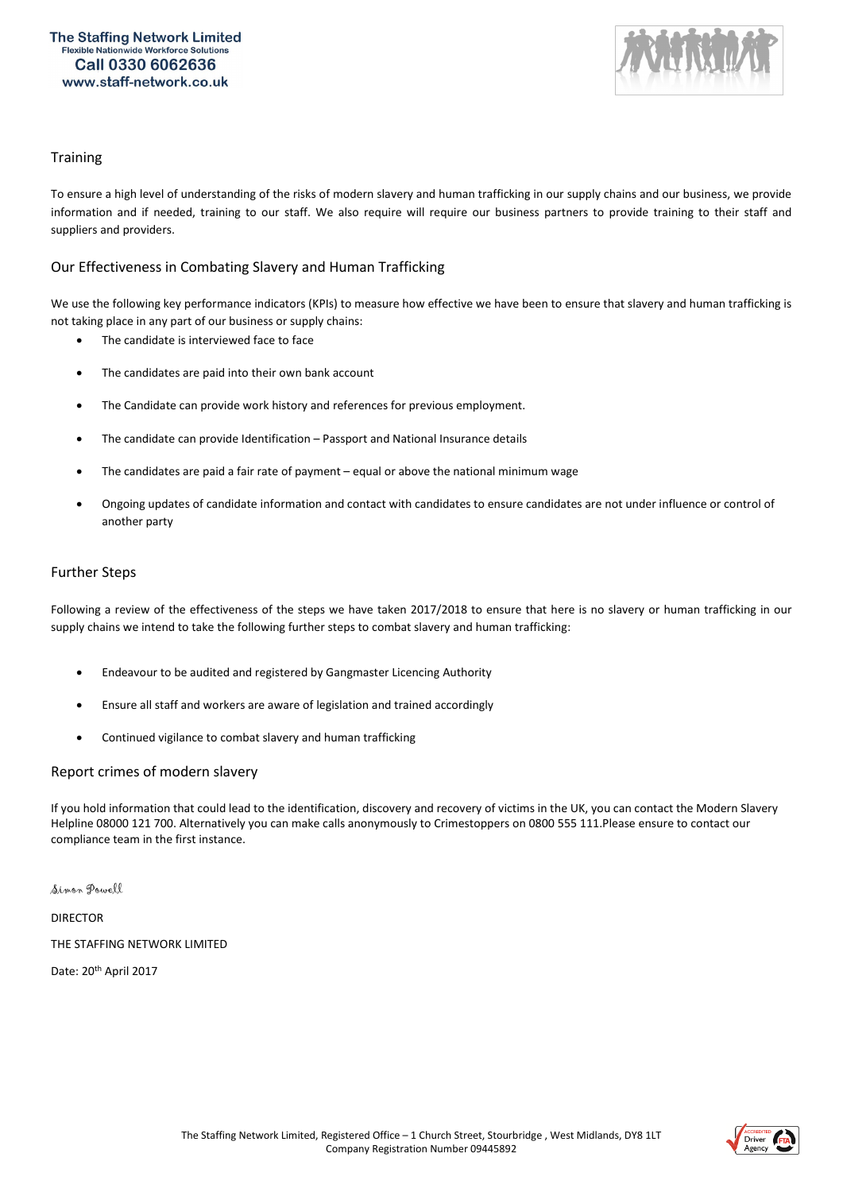## Training

To ensure a high level of understanding of the risks of modern slavery and human trafficking in our supply chains and our business, we provide information and if needed, training to our staff. We also require will require our business partners to provide training to their staff and suppliers and providers.

## Our Effectiveness in Combating Slavery and Human Trafficking

We use the following key performance indicators (KPIs) to measure how effective we have been to ensure that slavery and human trafficking is not taking place in any part of our business or supply chains:

- The candidate is interviewed face to face
- The candidates are paid into their own bank account
- The Candidate can provide work history and references for previous employment.
- The candidate can provide Identification – Passport and National Insurance details
- The candidates are paid a fair rate of payment – equal or above the national minimum wage
- Ongoing updates of candidate information and contact with candidates to ensure candidates are not under influence or control of another party

## Further Steps

Following a review of the effectiveness of the steps we have taken 2017/2018 to ensure that here is no slavery or human trafficking in our supply chains we intend to take the following further steps to combat slavery and human trafficking:

- Endeavour to be audited and registered by Gangmaster Licencing Authority
- Ensure all staff and workers are aware of legislation and trained accordingly
- Continued vigilance to combat slavery and human trafficking

## Report crimes of modern slavery

If you hold information that could lead to the identification, discovery and recovery of victims in the UK, you can contact the Modern Slavery Helpline 08000 121 700. Alternatively you can make calls anonymously to Crimestoppers on 0800 555 111.Please ensure to contact our compliance team in the first instance.

Simon Powell

DIRECTOR

THE STAFFING NETWORK LIMITED

Date: 20th April 2017

The Staffing Network Limited, Registered Office – 1 Church Street, Stourbridge , West Midlands, DY8 1LT
Company Registration Number 09445892